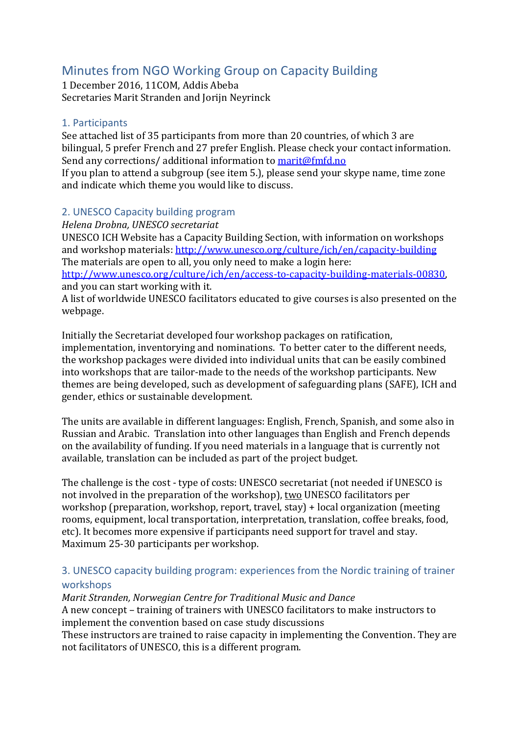# Minutes from NGO Working Group on Capacity Building

1 December 2016, 11COM, Addis Abeba
Secretaries Marit Stranden and Jorijn Neyrinck

## 1. Participants

See attached list of 35 participants from more than 20 countries, of which 3 are bilingual, 5 prefer French and 27 prefer English. Please check your contact information. Send any corrections/ additional information to [marit@fmfd.no](mailto:marit@fmfd.no)
If you plan to attend a subgroup (see item 5.), please send your skype name, time zone and indicate which theme you would like to discuss.

## 2. UNESCO Capacity building program

*Helena Drobna, UNESCO secretariat*
UNESCO ICH Website has a Capacity Building Section, with information on workshops and workshop materials: [http://www.unesco.org/culture/ich/en/capacity-building](http://www.unesco.org/culture/ich/en/capacity-building)
The materials are open to all, you only need to make a login here: [http://www.unesco.org/culture/ich/en/access-to-capacity-building-materials-00830](http://www.unesco.org/culture/ich/en/access-to-capacity-building-materials-00830), and you can start working with it.
A list of worldwide UNESCO facilitators educated to give courses is also presented on the webpage.

Initially the Secretariat developed four workshop packages on ratification, implementation, inventorying and nominations. To better cater to the different needs, the workshop packages were divided into individual units that can be easily combined into workshops that are tailor-made to the needs of the workshop participants. New themes are being developed, such as development of safeguarding plans (SAFE), ICH and gender, ethics or sustainable development.

The units are available in different languages: English, French, Spanish, and some also in Russian and Arabic. Translation into other languages than English and French depends on the availability of funding. If you need materials in a language that is currently not available, translation can be included as part of the project budget.

The challenge is the cost - type of costs: UNESCO secretariat (not needed if UNESCO is not involved in the preparation of the workshop), two UNESCO facilitators per workshop (preparation, workshop, report, travel, stay) + local organization (meeting rooms, equipment, local transportation, interpretation, translation, coffee breaks, food, etc). It becomes more expensive if participants need support for travel and stay. Maximum 25-30 participants per workshop.

## 3. UNESCO capacity building program: experiences from the Nordic training of trainer workshops

*Marit Stranden, Norwegian Centre for Traditional Music and Dance*
A new concept – training of trainers with UNESCO facilitators to make instructors to implement the convention based on case study discussions
These instructors are trained to raise capacity in implementing the Convention. They are not facilitators of UNESCO, this is a different program.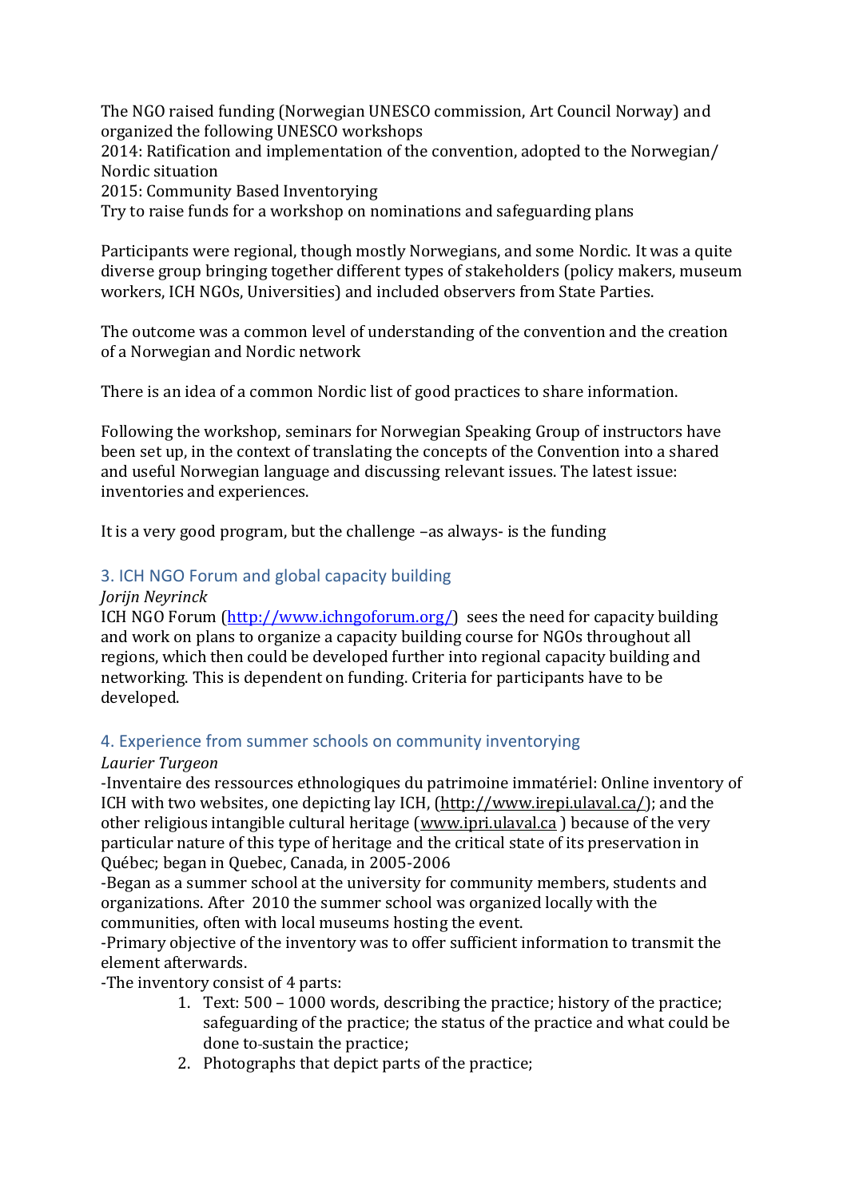The NGO raised funding (Norwegian UNESCO commission, Art Council Norway) and organized the following UNESCO workshops
2014: Ratification and implementation of the convention, adopted to the Norwegian/ Nordic situation
2015: Community Based Inventorying
Try to raise funds for a workshop on nominations and safeguarding plans

Participants were regional, though mostly Norwegians, and some Nordic. It was a quite diverse group bringing together different types of stakeholders (policy makers, museum workers, ICH NGOs, Universities) and included observers from State Parties.

The outcome was a common level of understanding of the convention and the creation of a Norwegian and Nordic network

There is an idea of a common Nordic list of good practices to share information.

Following the workshop, seminars for Norwegian Speaking Group of instructors have been set up, in the context of translating the concepts of the Convention into a shared and useful Norwegian language and discussing relevant issues. The latest issue: inventories and experiences.

It is a very good program, but the challenge –as always- is the funding

## 3. ICH NGO Forum and global capacity building

*Jorijn Neyrinck*

ICH NGO Forum (http://www.ichngoforum.org/) sees the need for capacity building and work on plans to organize a capacity building course for NGOs throughout all regions, which then could be developed further into regional capacity building and networking. This is dependent on funding. Criteria for participants have to be developed.

## 4. Experience from summer schools on community inventorying

*Laurier Turgeon*

-Inventaire des ressources ethnologiques du patrimoine immatériel: Online inventory of ICH with two websites, one depicting lay ICH, (http://www.irepi.ulaval.ca/); and the other religious intangible cultural heritage (www.ipri.ulaval.ca ) because of the very particular nature of this type of heritage and the critical state of its preservation in Québec; began in Quebec, Canada, in 2005-2006

-Began as a summer school at the university for community members, students and organizations. After 2010 the summer school was organized locally with the communities, often with local museums hosting the event.

-Primary objective of the inventory was to offer sufficient information to transmit the element afterwards.

-The inventory consist of 4 parts:

1. Text: 500 – 1000 words, describing the practice; history of the practice; safeguarding of the practice; the status of the practice and what could be done to-sustain the practice;
2. Photographs that depict parts of the practice;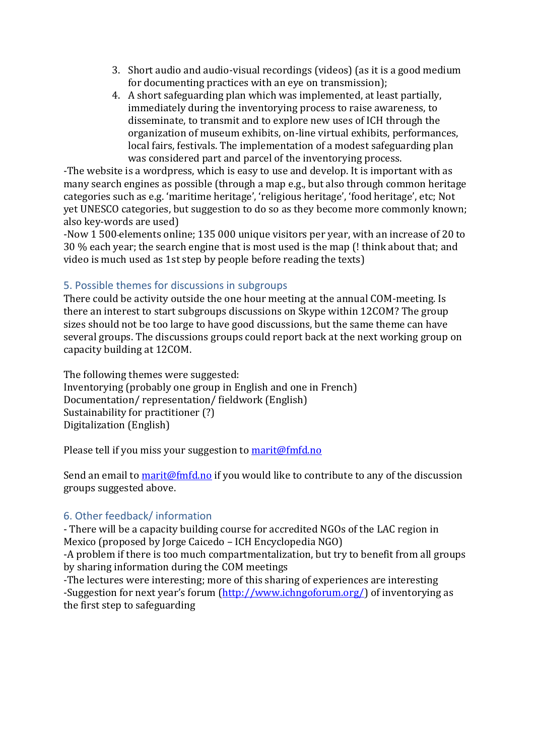3. Short audio and audio-visual recordings (videos) (as it is a good medium for documenting practices with an eye on transmission);
4. A short safeguarding plan which was implemented, at least partially, immediately during the inventorying process to raise awareness, to disseminate, to transmit and to explore new uses of ICH through the organization of museum exhibits, on-line virtual exhibits, performances, local fairs, festivals. The implementation of a modest safeguarding plan was considered part and parcel of the inventorying process.

-The website is a wordpress, which is easy to use and develop. It is important with as many search engines as possible (through a map e.g., but also through common heritage categories such as e.g. 'maritime heritage', 'religious heritage', 'food heritage', etc; Not yet UNESCO categories, but suggestion to do so as they become more commonly known; also key-words are used)

-Now 1 500 elements online; 135 000 unique visitors per year, with an increase of 20 to 30 % each year; the search engine that is most used is the map (! think about that; and video is much used as 1st step by people before reading the texts)

## 5. Possible themes for discussions in subgroups

There could be activity outside the one hour meeting at the annual COM-meeting. Is there an interest to start subgroups discussions on Skype within 12COM? The group sizes should not be too large to have good discussions, but the same theme can have several groups. The discussions groups could report back at the next working group on capacity building at 12COM.

The following themes were suggested:
Inventorying (probably one group in English and one in French)
Documentation/ representation/ fieldwork (English)
Sustainability for practitioner (?)
Digitalization (English)

Please tell if you miss your suggestion to marit@fmfd.no

Send an email to marit@fmfd.no if you would like to contribute to any of the discussion groups suggested above.

## 6. Other feedback/ information

- There will be a capacity building course for accredited NGOs of the LAC region in Mexico (proposed by Jorge Caicedo – ICH Encyclopedia NGO)

-A problem if there is too much compartmentalization, but try to benefit from all groups by sharing information during the COM meetings

-The lectures were interesting; more of this sharing of experiences are interesting

-Suggestion for next year's forum (http://www.ichngoforum.org/) of inventorying as the first step to safeguarding